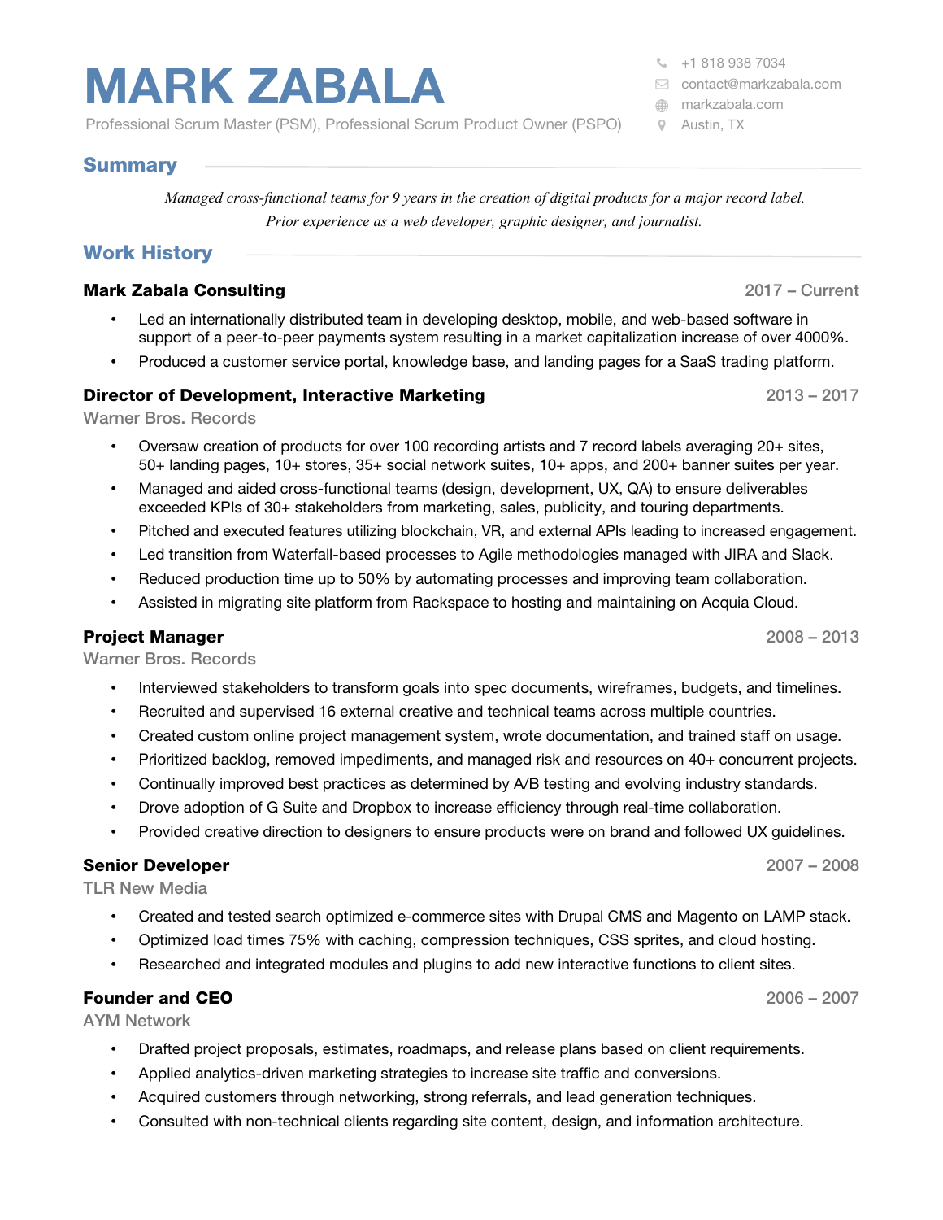# MARK ZABALA

Professional Scrum Master (PSM), Professional Scrum Product Owner (PSPO)

+1 818 938 7034
contact@markzabala.com
markzabala.com
Austin, TX

## Summary

*Managed cross-functional teams for 9 years in the creation of digital products for a major record label. Prior experience as a web developer, graphic designer, and journalist.*

## Work History

### Mark Zabala Consulting — 2017 – Current

- Led an internationally distributed team in developing desktop, mobile, and web-based software in support of a peer-to-peer payments system resulting in a market capitalization increase of over 4000%.
- Produced a customer service portal, knowledge base, and landing pages for a SaaS trading platform.

### Director of Development, Interactive Marketing — 2013 – 2017

Warner Bros. Records

- Oversaw creation of products for over 100 recording artists and 7 record labels averaging 20+ sites, 50+ landing pages, 10+ stores, 35+ social network suites, 10+ apps, and 200+ banner suites per year.
- Managed and aided cross-functional teams (design, development, UX, QA) to ensure deliverables exceeded KPIs of 30+ stakeholders from marketing, sales, publicity, and touring departments.
- Pitched and executed features utilizing blockchain, VR, and external APIs leading to increased engagement.
- Led transition from Waterfall-based processes to Agile methodologies managed with JIRA and Slack.
- Reduced production time up to 50% by automating processes and improving team collaboration.
- Assisted in migrating site platform from Rackspace to hosting and maintaining on Acquia Cloud.

### Project Manager — 2008 – 2013

Warner Bros. Records

- Interviewed stakeholders to transform goals into spec documents, wireframes, budgets, and timelines.
- Recruited and supervised 16 external creative and technical teams across multiple countries.
- Created custom online project management system, wrote documentation, and trained staff on usage.
- Prioritized backlog, removed impediments, and managed risk and resources on 40+ concurrent projects.
- Continually improved best practices as determined by A/B testing and evolving industry standards.
- Drove adoption of G Suite and Dropbox to increase efficiency through real-time collaboration.
- Provided creative direction to designers to ensure products were on brand and followed UX guidelines.

### Senior Developer — 2007 – 2008

TLR New Media

- Created and tested search optimized e-commerce sites with Drupal CMS and Magento on LAMP stack.
- Optimized load times 75% with caching, compression techniques, CSS sprites, and cloud hosting.
- Researched and integrated modules and plugins to add new interactive functions to client sites.

### Founder and CEO — 2006 – 2007

AYM Network

- Drafted project proposals, estimates, roadmaps, and release plans based on client requirements.
- Applied analytics-driven marketing strategies to increase site traffic and conversions.
- Acquired customers through networking, strong referrals, and lead generation techniques.
- Consulted with non-technical clients regarding site content, design, and information architecture.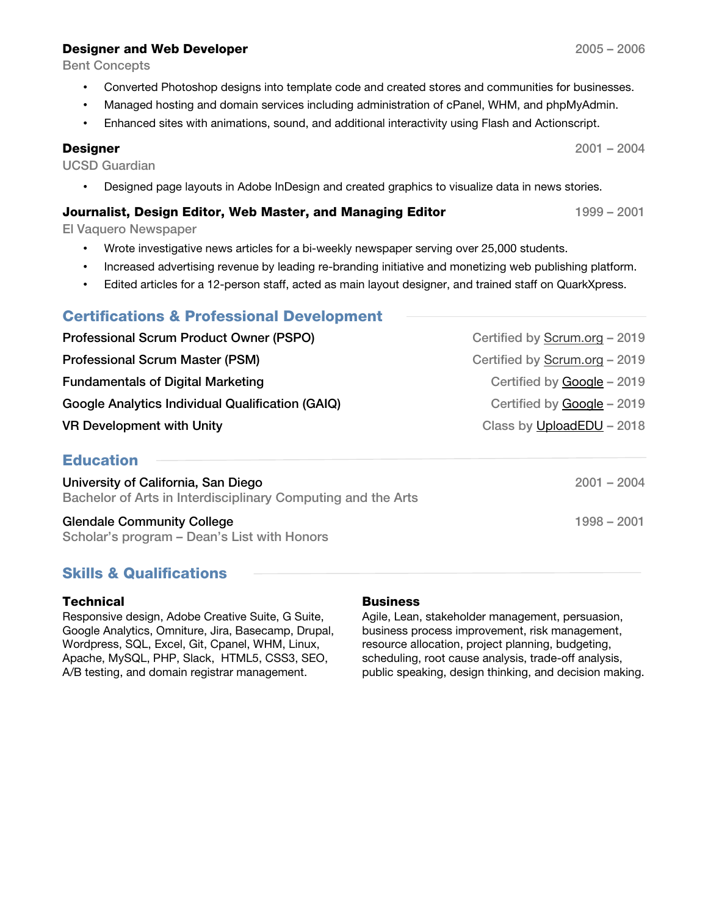### Designer and Web Developer — 2005 – 2006

Bent Concepts

- Converted Photoshop designs into template code and created stores and communities for businesses.
- Managed hosting and domain services including administration of cPanel, WHM, and phpMyAdmin.
- Enhanced sites with animations, sound, and additional interactivity using Flash and Actionscript.

### Designer — 2001 – 2004

UCSD Guardian

- Designed page layouts in Adobe InDesign and created graphics to visualize data in news stories.

### Journalist, Design Editor, Web Master, and Managing Editor — 1999 – 2001

El Vaquero Newspaper

- Wrote investigative news articles for a bi-weekly newspaper serving over 25,000 students.
- Increased advertising revenue by leading re-branding initiative and monetizing web publishing platform.
- Edited articles for a 12-person staff, acted as main layout designer, and trained staff on QuarkXpress.

## Certifications & Professional Development

Professional Scrum Product Owner (PSPO) — Certified by Scrum.org – 2019

Professional Scrum Master (PSM) — Certified by Scrum.org – 2019

Fundamentals of Digital Marketing — Certified by Google – 2019

Google Analytics Individual Qualification (GAIQ) — Certified by Google – 2019

VR Development with Unity — Class by UploadEDU – 2018

## Education

University of California, San Diego — 2001 – 2004
Bachelor of Arts in Interdisciplinary Computing and the Arts

Glendale Community College — 1998 – 2001
Scholar's program – Dean's List with Honors

## Skills & Qualifications

**Technical**
Responsive design, Adobe Creative Suite, G Suite, Google Analytics, Omniture, Jira, Basecamp, Drupal, Wordpress, SQL, Excel, Git, Cpanel, WHM, Linux, Apache, MySQL, PHP, Slack, HTML5, CSS3, SEO, A/B testing, and domain registrar management.

**Business**
Agile, Lean, stakeholder management, persuasion, business process improvement, risk management, resource allocation, project planning, budgeting, scheduling, root cause analysis, trade-off analysis, public speaking, design thinking, and decision making.